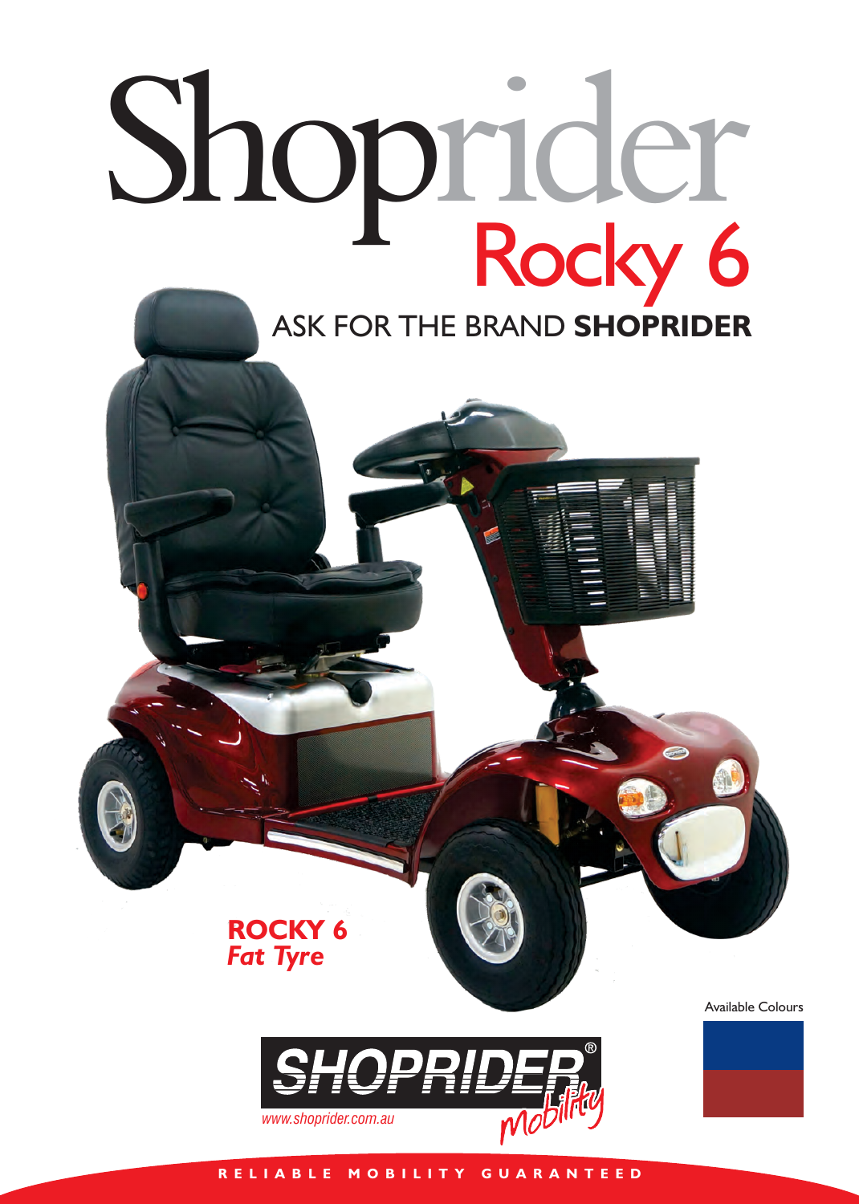# Shoprider
## Rocky 6

ASK FOR THE BRAND **SHOPRIDER**

**ROCKY 6**
***Fat Tyre***

Available Colours

SHOPRIDER® mobility

www.shoprider.com.au

RELIABLE MOBILITY GUARANTEED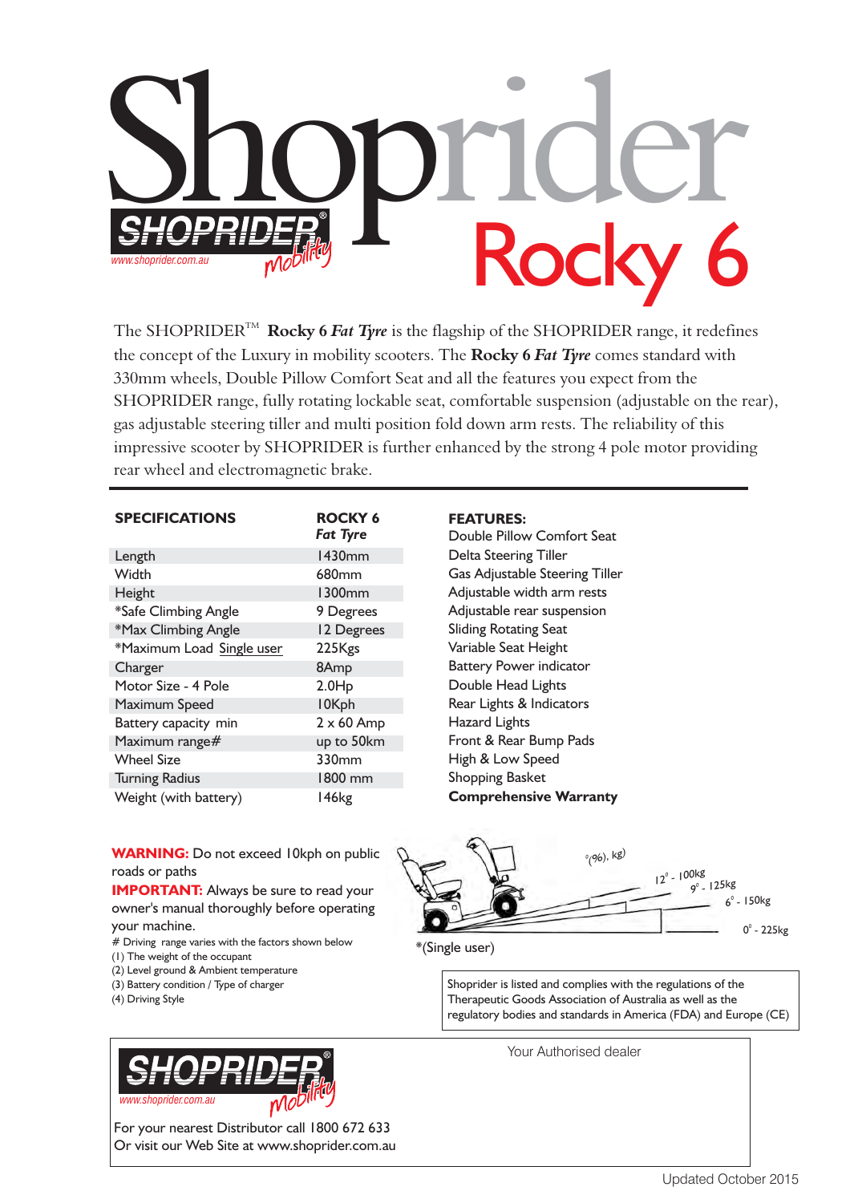# Shoprider Rocky 6

SHOPRIDER® mobility
www.shoprider.com.au

The SHOPRIDER™ **Rocky 6 *Fat Tyre*** is the flagship of the SHOPRIDER range, it redefines the concept of the Luxury in mobility scooters. The **Rocky 6 *Fat Tyre*** comes standard with 330mm wheels, Double Pillow Comfort Seat and all the features you expect from the SHOPRIDER range, fully rotating lockable seat, comfortable suspension (adjustable on the rear), gas adjustable steering tiller and multi position fold down arm rests. The reliability of this impressive scooter by SHOPRIDER is further enhanced by the strong 4 pole motor providing rear wheel and electromagnetic brake.

| **SPECIFICATIONS** | **ROCKY 6 *Fat Tyre*** |
|---|---|
| Length | 1430mm |
| Width | 680mm |
| Height | 1300mm |
| *Safe Climbing Angle | 9 Degrees |
| *Max Climbing Angle | 12 Degrees |
| *Maximum Load Single user | 225Kgs |
| Charger | 8Amp |
| Motor Size - 4 Pole | 2.0Hp |
| Maximum Speed | 10Kph |
| Battery capacity min | 2 x 60 Amp |
| Maximum range# | up to 50km |
| Wheel Size | 330mm |
| Turning Radius | 1800 mm |
| Weight (with battery) | 146kg |

**FEATURES:**

- Double Pillow Comfort Seat
- Delta Steering Tiller
- Gas Adjustable Steering Tiller
- Adjustable width arm rests
- Adjustable rear suspension
- Sliding Rotating Seat
- Variable Seat Height
- Battery Power indicator
- Double Head Lights
- Rear Lights & Indicators
- Hazard Lights
- Front & Rear Bump Pads
- High & Low Speed
- Shopping Basket
- **Comprehensive Warranty**

**WARNING:** Do not exceed 10kph on public roads or paths

**IMPORTANT:** Always be sure to read your owner's manual thoroughly before operating your machine.

# Driving range varies with the factors shown below
(1) The weight of the occupant
(2) Level ground & Ambient temperature
(3) Battery condition / Type of charger
(4) Driving Style

°(%), kg)
12° - 100kg
9° - 125kg
6° - 150kg
0° - 225kg

*(Single user)

Shoprider is listed and complies with the regulations of the Therapeutic Goods Association of Australia as well as the regulatory bodies and standards in America (FDA) and Europe (CE)

SHOPRIDER® mobility
www.shoprider.com.au

For your nearest Distributor call 1800 672 633
Or visit our Web Site at www.shoprider.com.au

Your Authorised dealer

Updated October 2015